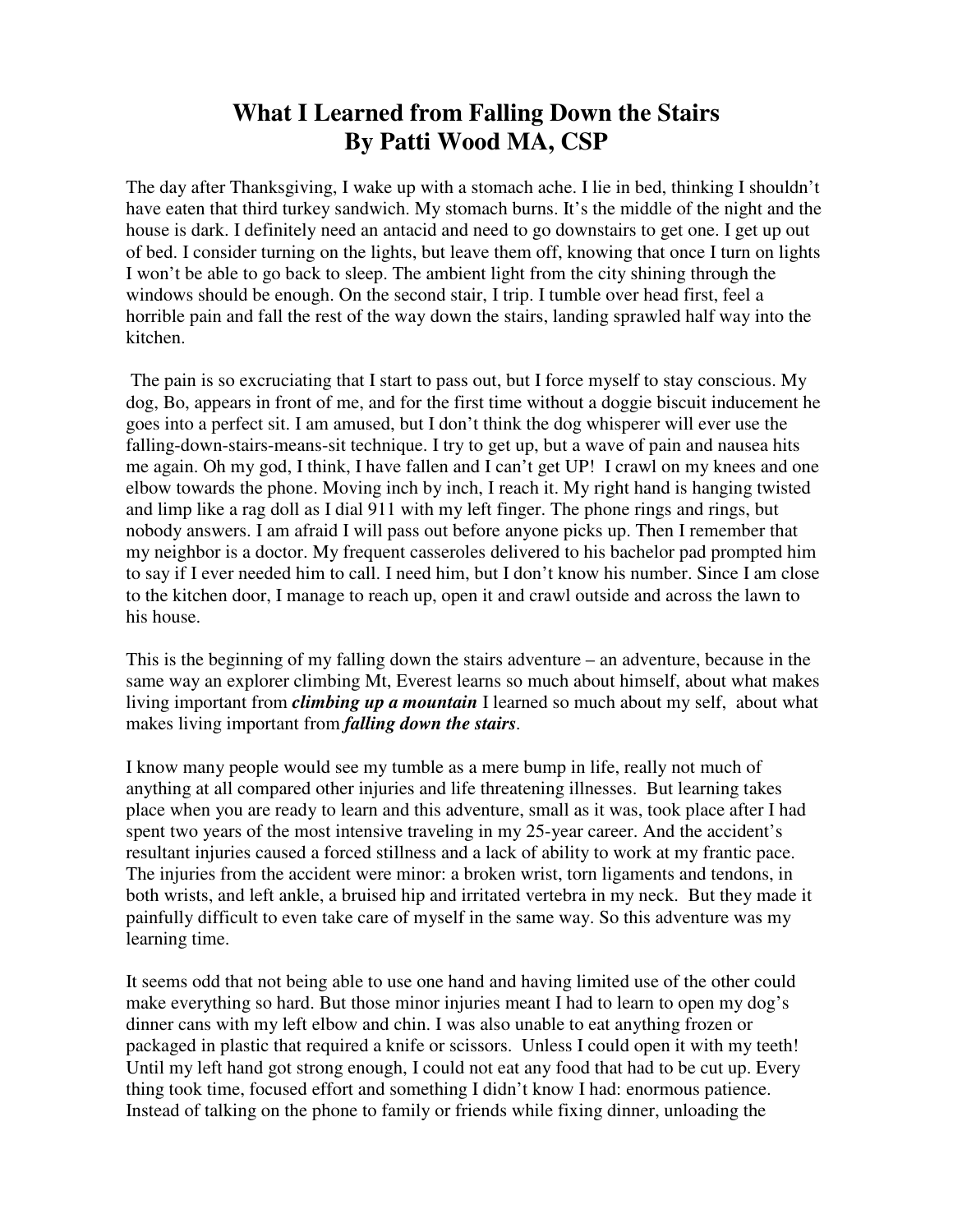# What I Learned from Falling Down the Stairs
## By Patti Wood MA, CSP

The day after Thanksgiving, I wake up with a stomach ache. I lie in bed, thinking I shouldn't have eaten that third turkey sandwich. My stomach burns. It's the middle of the night and the house is dark. I definitely need an antacid and need to go downstairs to get one. I get up out of bed. I consider turning on the lights, but leave them off, knowing that once I turn on lights I won't be able to go back to sleep. The ambient light from the city shining through the windows should be enough. On the second stair, I trip. I tumble over head first, feel a horrible pain and fall the rest of the way down the stairs, landing sprawled half way into the kitchen.

The pain is so excruciating that I start to pass out, but I force myself to stay conscious. My dog, Bo, appears in front of me, and for the first time without a doggie biscuit inducement he goes into a perfect sit. I am amused, but I don't think the dog whisperer will ever use the falling-down-stairs-means-sit technique. I try to get up, but a wave of pain and nausea hits me again. Oh my god, I think, I have fallen and I can't get UP! I crawl on my knees and one elbow towards the phone. Moving inch by inch, I reach it. My right hand is hanging twisted and limp like a rag doll as I dial 911 with my left finger. The phone rings and rings, but nobody answers. I am afraid I will pass out before anyone picks up. Then I remember that my neighbor is a doctor. My frequent casseroles delivered to his bachelor pad prompted him to say if I ever needed him to call. I need him, but I don't know his number. Since I am close to the kitchen door, I manage to reach up, open it and crawl outside and across the lawn to his house.

This is the beginning of my falling down the stairs adventure – an adventure, because in the same way an explorer climbing Mt, Everest learns so much about himself, about what makes living important from ***climbing up a mountain*** I learned so much about my self, about what makes living important from ***falling down the stairs***.

I know many people would see my tumble as a mere bump in life, really not much of anything at all compared other injuries and life threatening illnesses. But learning takes place when you are ready to learn and this adventure, small as it was, took place after I had spent two years of the most intensive traveling in my 25-year career. And the accident's resultant injuries caused a forced stillness and a lack of ability to work at my frantic pace. The injuries from the accident were minor: a broken wrist, torn ligaments and tendons, in both wrists, and left ankle, a bruised hip and irritated vertebra in my neck. But they made it painfully difficult to even take care of myself in the same way. So this adventure was my learning time.

It seems odd that not being able to use one hand and having limited use of the other could make everything so hard. But those minor injuries meant I had to learn to open my dog's dinner cans with my left elbow and chin. I was also unable to eat anything frozen or packaged in plastic that required a knife or scissors. Unless I could open it with my teeth! Until my left hand got strong enough, I could not eat any food that had to be cut up. Every thing took time, focused effort and something I didn't know I had: enormous patience. Instead of talking on the phone to family or friends while fixing dinner, unloading the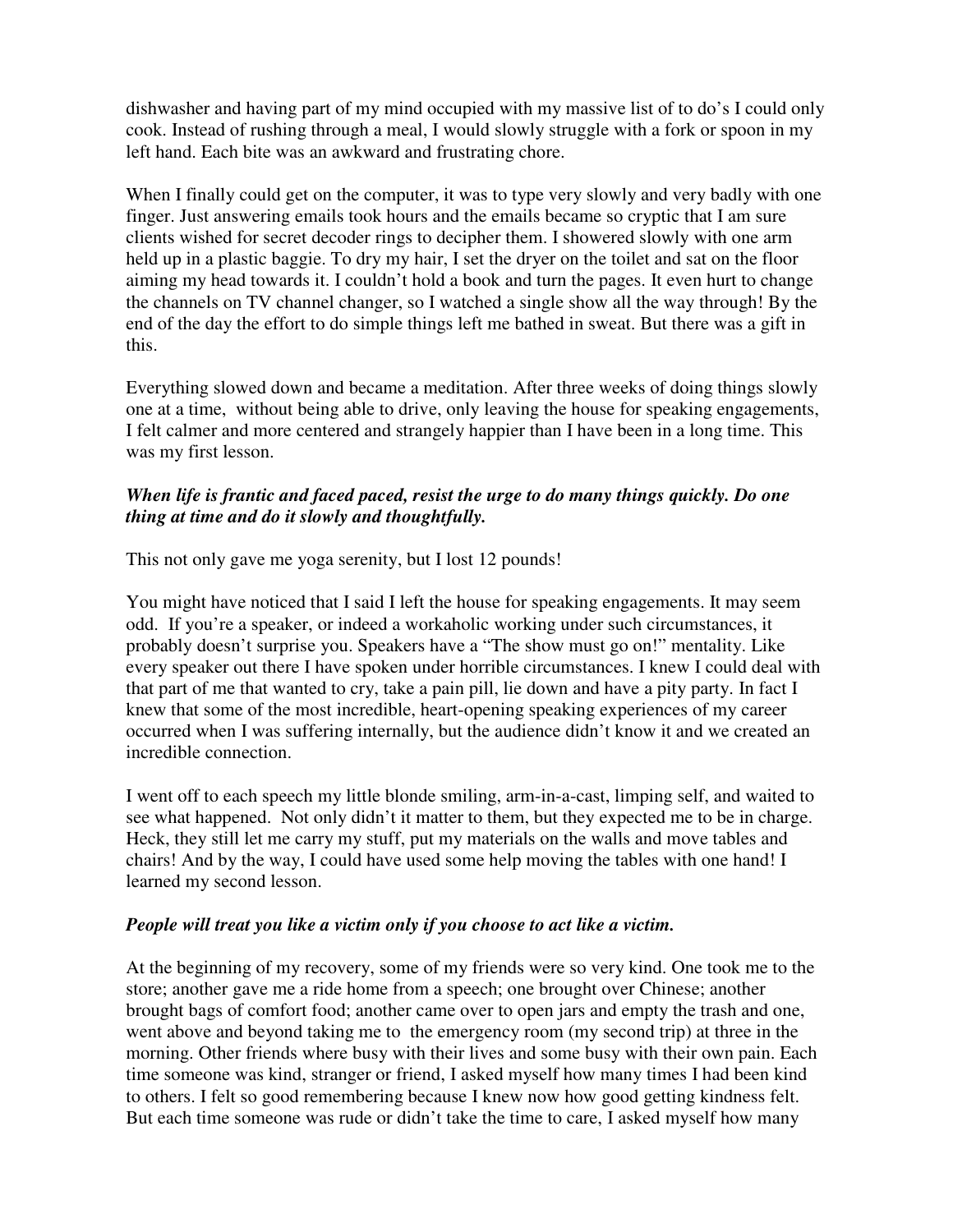dishwasher and having part of my mind occupied with my massive list of to do's I could only cook. Instead of rushing through a meal, I would slowly struggle with a fork or spoon in my left hand. Each bite was an awkward and frustrating chore.

When I finally could get on the computer, it was to type very slowly and very badly with one finger. Just answering emails took hours and the emails became so cryptic that I am sure clients wished for secret decoder rings to decipher them. I showered slowly with one arm held up in a plastic baggie. To dry my hair, I set the dryer on the toilet and sat on the floor aiming my head towards it. I couldn't hold a book and turn the pages. It even hurt to change the channels on TV channel changer, so I watched a single show all the way through! By the end of the day the effort to do simple things left me bathed in sweat. But there was a gift in this.

Everything slowed down and became a meditation. After three weeks of doing things slowly one at a time, without being able to drive, only leaving the house for speaking engagements, I felt calmer and more centered and strangely happier than I have been in a long time. This was my first lesson.

***When life is frantic and faced paced, resist the urge to do many things quickly. Do one thing at time and do it slowly and thoughtfully.***

This not only gave me yoga serenity, but I lost 12 pounds!

You might have noticed that I said I left the house for speaking engagements. It may seem odd. If you're a speaker, or indeed a workaholic working under such circumstances, it probably doesn't surprise you. Speakers have a "The show must go on!" mentality. Like every speaker out there I have spoken under horrible circumstances. I knew I could deal with that part of me that wanted to cry, take a pain pill, lie down and have a pity party. In fact I knew that some of the most incredible, heart-opening speaking experiences of my career occurred when I was suffering internally, but the audience didn't know it and we created an incredible connection.

I went off to each speech my little blonde smiling, arm-in-a-cast, limping self, and waited to see what happened. Not only didn't it matter to them, but they expected me to be in charge. Heck, they still let me carry my stuff, put my materials on the walls and move tables and chairs! And by the way, I could have used some help moving the tables with one hand! I learned my second lesson.

***People will treat you like a victim only if you choose to act like a victim.***

At the beginning of my recovery, some of my friends were so very kind. One took me to the store; another gave me a ride home from a speech; one brought over Chinese; another brought bags of comfort food; another came over to open jars and empty the trash and one, went above and beyond taking me to the emergency room (my second trip) at three in the morning. Other friends where busy with their lives and some busy with their own pain. Each time someone was kind, stranger or friend, I asked myself how many times I had been kind to others. I felt so good remembering because I knew now how good getting kindness felt. But each time someone was rude or didn't take the time to care, I asked myself how many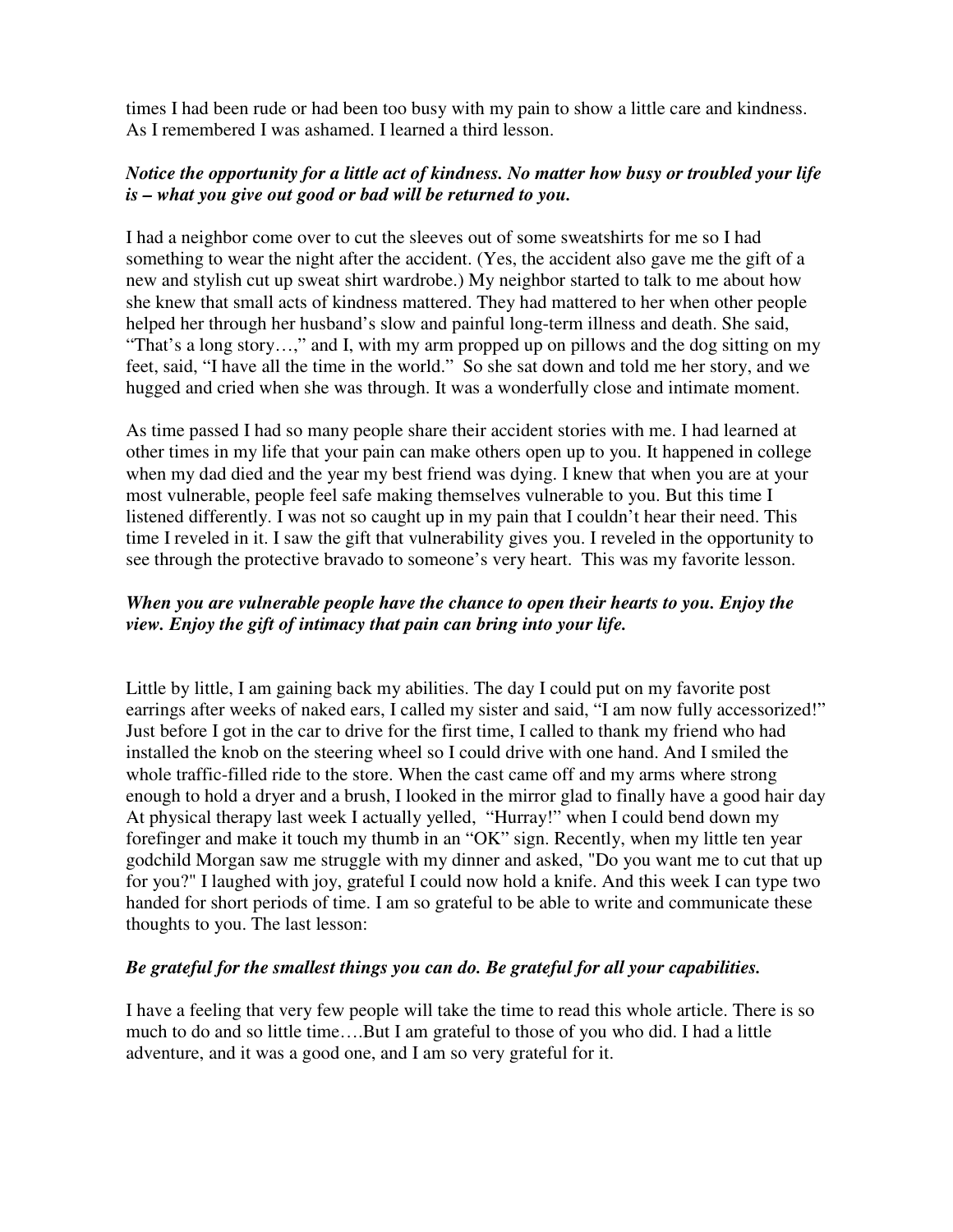times I had been rude or had been too busy with my pain to show a little care and kindness. As I remembered I was ashamed. I learned a third lesson.

***Notice the opportunity for a little act of kindness. No matter how busy or troubled your life is – what you give out good or bad will be returned to you.***

I had a neighbor come over to cut the sleeves out of some sweatshirts for me so I had something to wear the night after the accident. (Yes, the accident also gave me the gift of a new and stylish cut up sweat shirt wardrobe.) My neighbor started to talk to me about how she knew that small acts of kindness mattered. They had mattered to her when other people helped her through her husband's slow and painful long-term illness and death. She said, "That's a long story…," and I, with my arm propped up on pillows and the dog sitting on my feet, said, "I have all the time in the world." So she sat down and told me her story, and we hugged and cried when she was through. It was a wonderfully close and intimate moment.

As time passed I had so many people share their accident stories with me. I had learned at other times in my life that your pain can make others open up to you. It happened in college when my dad died and the year my best friend was dying. I knew that when you are at your most vulnerable, people feel safe making themselves vulnerable to you. But this time I listened differently. I was not so caught up in my pain that I couldn't hear their need. This time I reveled in it. I saw the gift that vulnerability gives you. I reveled in the opportunity to see through the protective bravado to someone's very heart. This was my favorite lesson.

***When you are vulnerable people have the chance to open their hearts to you. Enjoy the view. Enjoy the gift of intimacy that pain can bring into your life.***

Little by little, I am gaining back my abilities. The day I could put on my favorite post earrings after weeks of naked ears, I called my sister and said, "I am now fully accessorized!" Just before I got in the car to drive for the first time, I called to thank my friend who had installed the knob on the steering wheel so I could drive with one hand. And I smiled the whole traffic-filled ride to the store. When the cast came off and my arms where strong enough to hold a dryer and a brush, I looked in the mirror glad to finally have a good hair day At physical therapy last week I actually yelled, "Hurray!" when I could bend down my forefinger and make it touch my thumb in an "OK" sign. Recently, when my little ten year godchild Morgan saw me struggle with my dinner and asked, "Do you want me to cut that up for you?" I laughed with joy, grateful I could now hold a knife. And this week I can type two handed for short periods of time. I am so grateful to be able to write and communicate these thoughts to you. The last lesson:

***Be grateful for the smallest things you can do. Be grateful for all your capabilities.***

I have a feeling that very few people will take the time to read this whole article. There is so much to do and so little time….But I am grateful to those of you who did. I had a little adventure, and it was a good one, and I am so very grateful for it.